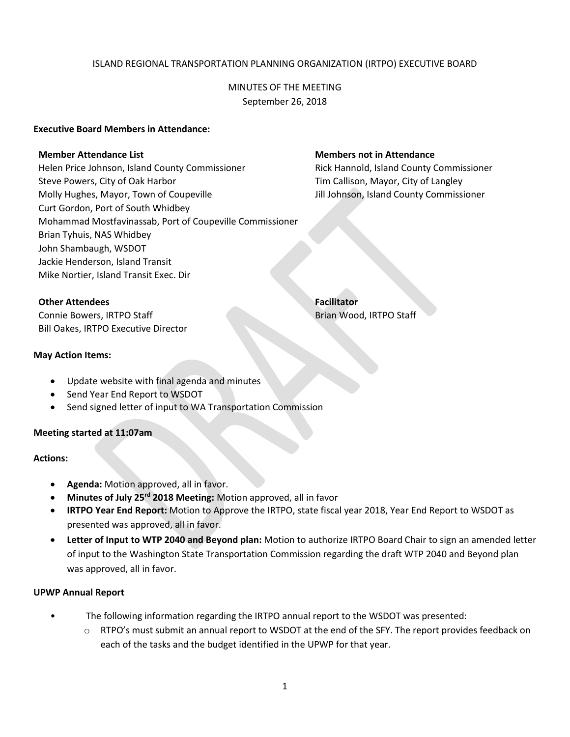ISLAND REGIONAL TRANSPORTATION PLANNING ORGANIZATION (IRTPO) EXECUTIVE BOARD

MINUTES OF THE MEETING
September 26, 2018

**Executive Board Members in Attendance:**

**Member Attendance List**
Helen Price Johnson, Island County Commissioner
Steve Powers, City of Oak Harbor
Molly Hughes, Mayor, Town of Coupeville
Curt Gordon, Port of South Whidbey
Mohammad Mostfavinassab, Port of Coupeville Commissioner
Brian Tyhuis, NAS Whidbey
John Shambaugh, WSDOT
Jackie Henderson, Island Transit
Mike Nortier, Island Transit Exec. Dir

**Members not in Attendance**
Rick Hannold, Island County Commissioner
Tim Callison, Mayor, City of Langley
Jill Johnson, Island County Commissioner

**Other Attendees**
Connie Bowers, IRTPO Staff
Bill Oakes, IRTPO Executive Director

**Facilitator**
Brian Wood, IRTPO Staff

**May Action Items:**

- Update website with final agenda and minutes
- Send Year End Report to WSDOT
- Send signed letter of input to WA Transportation Commission

**Meeting started at 11:07am**

**Actions:**

- **Agenda:** Motion approved, all in favor.
- **Minutes of July 25rd 2018 Meeting:** Motion approved, all in favor
- **IRTPO Year End Report:** Motion to Approve the IRTPO, state fiscal year 2018, Year End Report to WSDOT as presented was approved, all in favor.
- **Letter of Input to WTP 2040 and Beyond plan:** Motion to authorize IRTPO Board Chair to sign an amended letter of input to the Washington State Transportation Commission regarding the draft WTP 2040 and Beyond plan was approved, all in favor.

**UPWP Annual Report**

- The following information regarding the IRTPO annual report to the WSDOT was presented:
  - RTPO's must submit an annual report to WSDOT at the end of the SFY. The report provides feedback on each of the tasks and the budget identified in the UPWP for that year.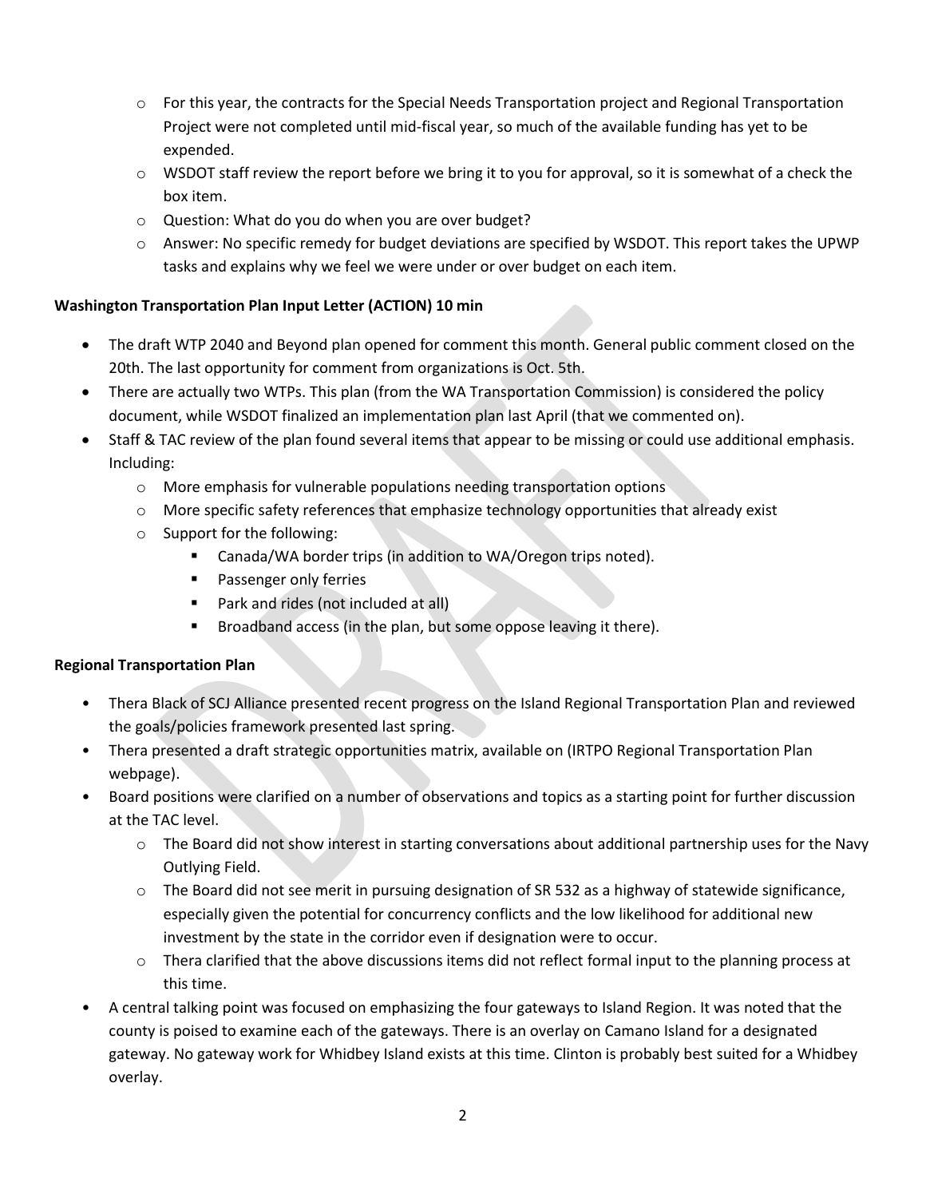- For this year, the contracts for the Special Needs Transportation project and Regional Transportation Project were not completed until mid-fiscal year, so much of the available funding has yet to be expended.
- WSDOT staff review the report before we bring it to you for approval, so it is somewhat of a check the box item.
- Question: What do you do when you are over budget?
- Answer: No specific remedy for budget deviations are specified by WSDOT. This report takes the UPWP tasks and explains why we feel we were under or over budget on each item.

**Washington Transportation Plan Input Letter (ACTION) 10 min**

- The draft WTP 2040 and Beyond plan opened for comment this month. General public comment closed on the 20th. The last opportunity for comment from organizations is Oct. 5th.
- There are actually two WTPs. This plan (from the WA Transportation Commission) is considered the policy document, while WSDOT finalized an implementation plan last April (that we commented on).
- Staff & TAC review of the plan found several items that appear to be missing or could use additional emphasis. Including:
  - More emphasis for vulnerable populations needing transportation options
  - More specific safety references that emphasize technology opportunities that already exist
  - Support for the following:
    - Canada/WA border trips (in addition to WA/Oregon trips noted).
    - Passenger only ferries
    - Park and rides (not included at all)
    - Broadband access (in the plan, but some oppose leaving it there).

**Regional Transportation Plan**

- Thera Black of SCJ Alliance presented recent progress on the Island Regional Transportation Plan and reviewed the goals/policies framework presented last spring.
- Thera presented a draft strategic opportunities matrix, available on (IRTPO Regional Transportation Plan webpage).
- Board positions were clarified on a number of observations and topics as a starting point for further discussion at the TAC level.
  - The Board did not show interest in starting conversations about additional partnership uses for the Navy Outlying Field.
  - The Board did not see merit in pursuing designation of SR 532 as a highway of statewide significance, especially given the potential for concurrency conflicts and the low likelihood for additional new investment by the state in the corridor even if designation were to occur.
  - Thera clarified that the above discussions items did not reflect formal input to the planning process at this time.
- A central talking point was focused on emphasizing the four gateways to Island Region. It was noted that the county is poised to examine each of the gateways. There is an overlay on Camano Island for a designated gateway. No gateway work for Whidbey Island exists at this time. Clinton is probably best suited for a Whidbey overlay.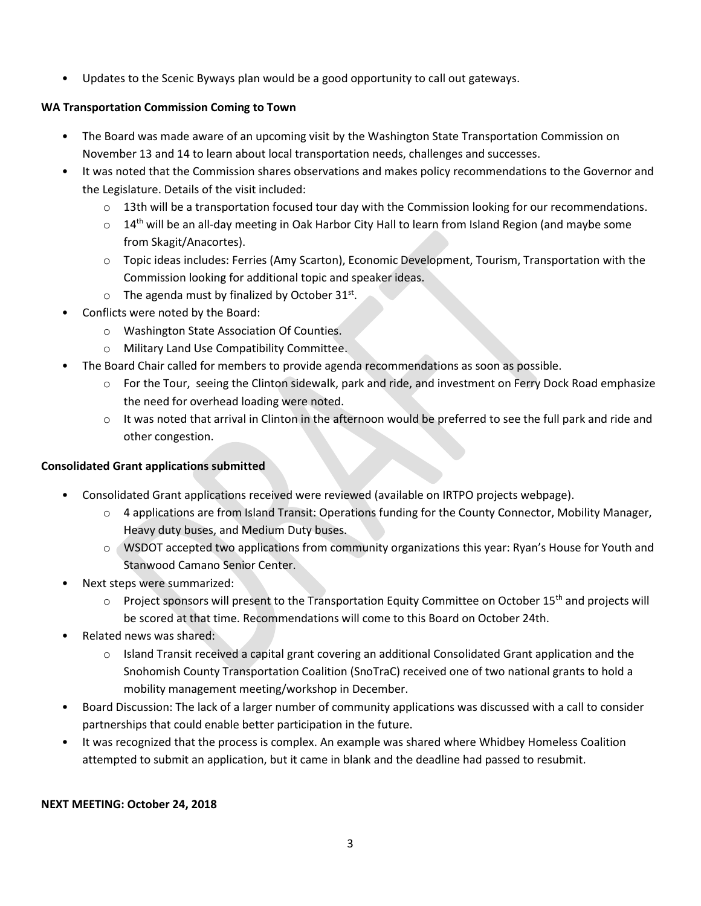- Updates to the Scenic Byways plan would be a good opportunity to call out gateways.

**WA Transportation Commission Coming to Town**

- The Board was made aware of an upcoming visit by the Washington State Transportation Commission on November 13 and 14 to learn about local transportation needs, challenges and successes.
- It was noted that the Commission shares observations and makes policy recommendations to the Governor and the Legislature. Details of the visit included:
  - 13th will be a transportation focused tour day with the Commission looking for our recommendations.
  - 14th will be an all-day meeting in Oak Harbor City Hall to learn from Island Region (and maybe some from Skagit/Anacortes).
  - Topic ideas includes: Ferries (Amy Scarton), Economic Development, Tourism, Transportation with the Commission looking for additional topic and speaker ideas.
  - The agenda must by finalized by October 31st.
- Conflicts were noted by the Board:
  - Washington State Association Of Counties.
  - Military Land Use Compatibility Committee.
- The Board Chair called for members to provide agenda recommendations as soon as possible.
  - For the Tour, seeing the Clinton sidewalk, park and ride, and investment on Ferry Dock Road emphasize the need for overhead loading were noted.
  - It was noted that arrival in Clinton in the afternoon would be preferred to see the full park and ride and other congestion.

**Consolidated Grant applications submitted**

- Consolidated Grant applications received were reviewed (available on IRTPO projects webpage).
  - 4 applications are from Island Transit: Operations funding for the County Connector, Mobility Manager, Heavy duty buses, and Medium Duty buses.
  - WSDOT accepted two applications from community organizations this year: Ryan's House for Youth and Stanwood Camano Senior Center.
- Next steps were summarized:
  - Project sponsors will present to the Transportation Equity Committee on October 15th and projects will be scored at that time. Recommendations will come to this Board on October 24th.
- Related news was shared:
  - Island Transit received a capital grant covering an additional Consolidated Grant application and the Snohomish County Transportation Coalition (SnoTraC) received one of two national grants to hold a mobility management meeting/workshop in December.
- Board Discussion: The lack of a larger number of community applications was discussed with a call to consider partnerships that could enable better participation in the future.
- It was recognized that the process is complex. An example was shared where Whidbey Homeless Coalition attempted to submit an application, but it came in blank and the deadline had passed to resubmit.

**NEXT MEETING: October 24, 2018**